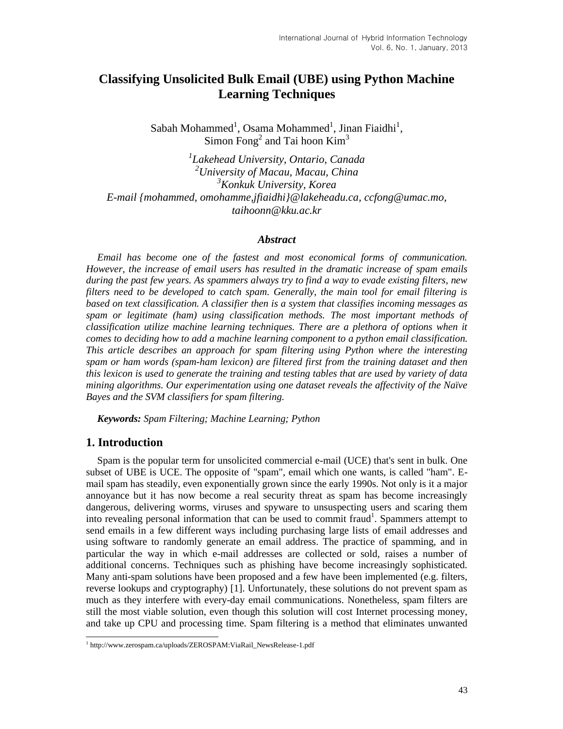# Classifying Unsolicited Bulk Email (UBE) using Python Machine Learning Techniques

Sabah Mohammed[1], Osama Mohammed[1], Jinan Fiaidhi[1], Simon Fong[2] and Tai hoon Kim[3]

*[1]Lakehead University, Ontario, Canada*
*[2]University of Macau, Macau, China*
*[3]Konkuk University, Korea*
*E-mail {mohammed, omohamme,jfiaidhi}@lakeheadu.ca, ccfong@umac.mo, taihoonn@kku.ac.kr*

### *Abstract*

*Email has become one of the fastest and most economical forms of communication. However, the increase of email users has resulted in the dramatic increase of spam emails during the past few years. As spammers always try to find a way to evade existing filters, new filters need to be developed to catch spam. Generally, the main tool for email filtering is based on text classification. A classifier then is a system that classifies incoming messages as spam or legitimate (ham) using classification methods. The most important methods of classification utilize machine learning techniques. There are a plethora of options when it comes to deciding how to add a machine learning component to a python email classification. This article describes an approach for spam filtering using Python where the interesting spam or ham words (spam-ham lexicon) are filtered first from the training dataset and then this lexicon is used to generate the training and testing tables that are used by variety of data mining algorithms. Our experimentation using one dataset reveals the affectivity of the Naïve Bayes and the SVM classifiers for spam filtering.*

***Keywords:*** *Spam Filtering; Machine Learning; Python*

## 1. Introduction

Spam is the popular term for unsolicited commercial e-mail (UCE) that's sent in bulk. One subset of UBE is UCE. The opposite of "spam", email which one wants, is called "ham". E-mail spam has steadily, even exponentially grown since the early 1990s. Not only is it a major annoyance but it has now become a real security threat as spam has become increasingly dangerous, delivering worms, viruses and spyware to unsuspecting users and scaring them into revealing personal information that can be used to commit fraud[1]. Spammers attempt to send emails in a few different ways including purchasing large lists of email addresses and using software to randomly generate an email address. The practice of spamming, and in particular the way in which e-mail addresses are collected or sold, raises a number of additional concerns. Techniques such as phishing have become increasingly sophisticated. Many anti-spam solutions have been proposed and a few have been implemented (e.g. filters, reverse lookups and cryptography) [1]. Unfortunately, these solutions do not prevent spam as much as they interfere with every-day email communications. Nonetheless, spam filters are still the most viable solution, even though this solution will cost Internet processing money, and take up CPU and processing time. Spam filtering is a method that eliminates unwanted

---

[1] http://www.zerospam.ca/uploads/ZEROSPAM:ViaRail_NewsRelease-1.pdf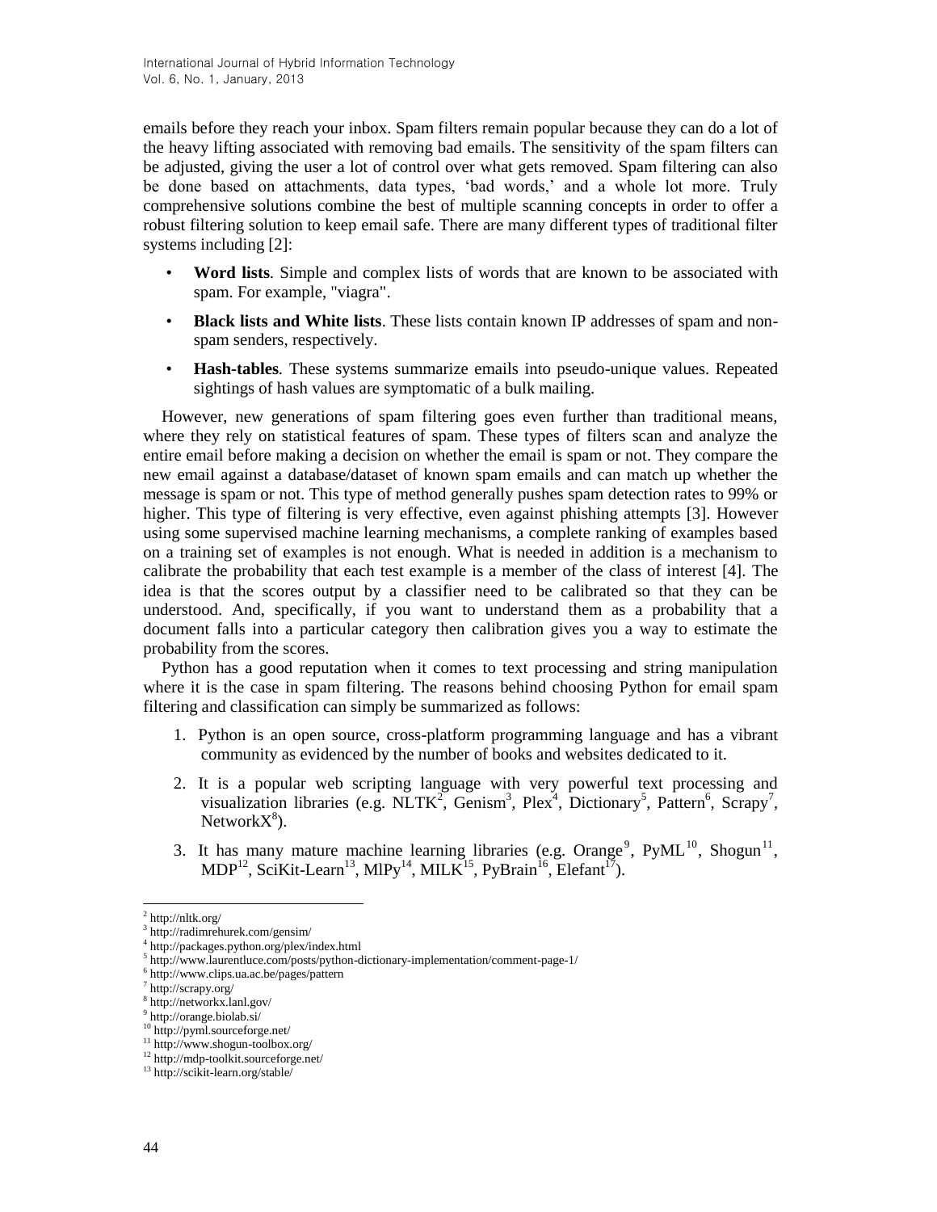emails before they reach your inbox. Spam filters remain popular because they can do a lot of the heavy lifting associated with removing bad emails. The sensitivity of the spam filters can be adjusted, giving the user a lot of control over what gets removed. Spam filtering can also be done based on attachments, data types, 'bad words,' and a whole lot more. Truly comprehensive solutions combine the best of multiple scanning concepts in order to offer a robust filtering solution to keep email safe. There are many different types of traditional filter systems including [2]:

- **Word lists**. Simple and complex lists of words that are known to be associated with spam. For example, "viagra".
- **Black lists and White lists**. These lists contain known IP addresses of spam and non-spam senders, respectively.
- **Hash-tables**. These systems summarize emails into pseudo-unique values. Repeated sightings of hash values are symptomatic of a bulk mailing.

However, new generations of spam filtering goes even further than traditional means, where they rely on statistical features of spam. These types of filters scan and analyze the entire email before making a decision on whether the email is spam or not. They compare the new email against a database/dataset of known spam emails and can match up whether the message is spam or not. This type of method generally pushes spam detection rates to 99% or higher. This type of filtering is very effective, even against phishing attempts [3]. However using some supervised machine learning mechanisms, a complete ranking of examples based on a training set of examples is not enough. What is needed in addition is a mechanism to calibrate the probability that each test example is a member of the class of interest [4]. The idea is that the scores output by a classifier need to be calibrated so that they can be understood. And, specifically, if you want to understand them as a probability that a document falls into a particular category then calibration gives you a way to estimate the probability from the scores.

Python has a good reputation when it comes to text processing and string manipulation where it is the case in spam filtering. The reasons behind choosing Python for email spam filtering and classification can simply be summarized as follows:

1. Python is an open source, cross-platform programming language and has a vibrant community as evidenced by the number of books and websites dedicated to it.
2. It is a popular web scripting language with very powerful text processing and visualization libraries (e.g. NLTK[2], Genism[3], Plex[4], Dictionary[5], Pattern[6], Scrapy[7], NetworkX[8]).
3. It has many mature machine learning libraries (e.g. Orange[9], PyML[10], Shogun[11], MDP[12], SciKit-Learn[13], MlPy[14], MILK[15], PyBrain[16], Elefant[17]).

---

[2] http://nltk.org/
[3] http://radimrehurek.com/gensim/
[4] http://packages.python.org/plex/index.html
[5] http://www.laurentluce.com/posts/python-dictionary-implementation/comment-page-1/
[6] http://www.clips.ua.ac.be/pages/pattern
[7] http://scrapy.org/
[8] http://networkx.lanl.gov/
[9] http://orange.biolab.si/
[10] http://pyml.sourceforge.net/
[11] http://www.shogun-toolbox.org/
[12] http://mdp-toolkit.sourceforge.net/
[13] http://scikit-learn.org/stable/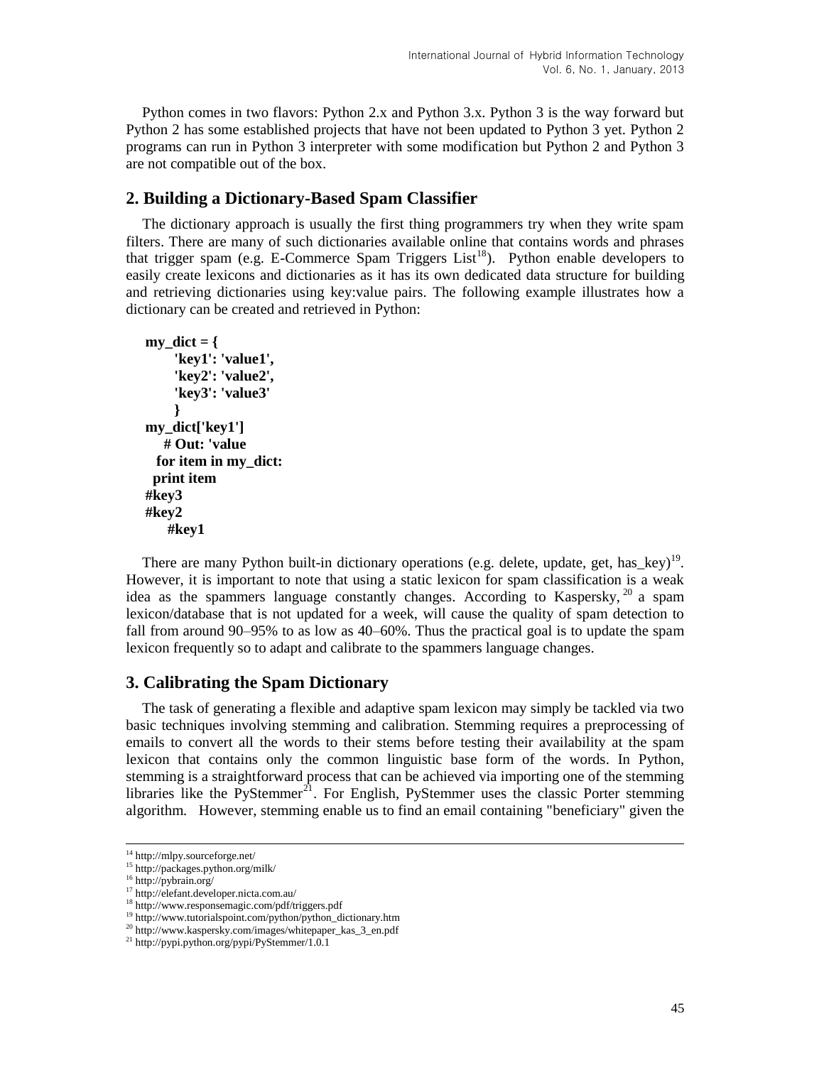Python comes in two flavors: Python 2.x and Python 3.x. Python 3 is the way forward but Python 2 has some established projects that have not been updated to Python 3 yet. Python 2 programs can run in Python 3 interpreter with some modification but Python 2 and Python 3 are not compatible out of the box.

## 2. Building a Dictionary-Based Spam Classifier

The dictionary approach is usually the first thing programmers try when they write spam filters. There are many of such dictionaries available online that contains words and phrases that trigger spam (e.g. E-Commerce Spam Triggers List[18]). Python enable developers to easily create lexicons and dictionaries as it has its own dedicated data structure for building and retrieving dictionaries using key:value pairs. The following example illustrates how a dictionary can be created and retrieved in Python:

```
my_dict = {
      'key1': 'value1',
      'key2': 'value2',
      'key3': 'value3'
      }
my_dict['key1']
    # Out: 'value
  for item in my_dict:
 print item
#key3
#key2
     #key1
```

There are many Python built-in dictionary operations (e.g. delete, update, get, has_key)[19]. However, it is important to note that using a static lexicon for spam classification is a weak idea as the spammers language constantly changes. According to Kaspersky,[20] a spam lexicon/database that is not updated for a week, will cause the quality of spam detection to fall from around 90–95% to as low as 40–60%. Thus the practical goal is to update the spam lexicon frequently so to adapt and calibrate to the spammers language changes.

## 3. Calibrating the Spam Dictionary

The task of generating a flexible and adaptive spam lexicon may simply be tackled via two basic techniques involving stemming and calibration. Stemming requires a preprocessing of emails to convert all the words to their stems before testing their availability at the spam lexicon that contains only the common linguistic base form of the words. In Python, stemming is a straightforward process that can be achieved via importing one of the stemming libraries like the PyStemmer[21]. For English, PyStemmer uses the classic Porter stemming algorithm. However, stemming enable us to find an email containing "beneficiary" given the

---

[14] http://mlpy.sourceforge.net/
[15] http://packages.python.org/milk/
[16] http://pybrain.org/
[17] http://elefant.developer.nicta.com.au/
[18] http://www.responsemagic.com/pdf/triggers.pdf
[19] http://www.tutorialspoint.com/python/python_dictionary.htm
[20] http://www.kaspersky.com/images/whitepaper_kas_3_en.pdf
[21] http://pypi.python.org/pypi/PyStemmer/1.0.1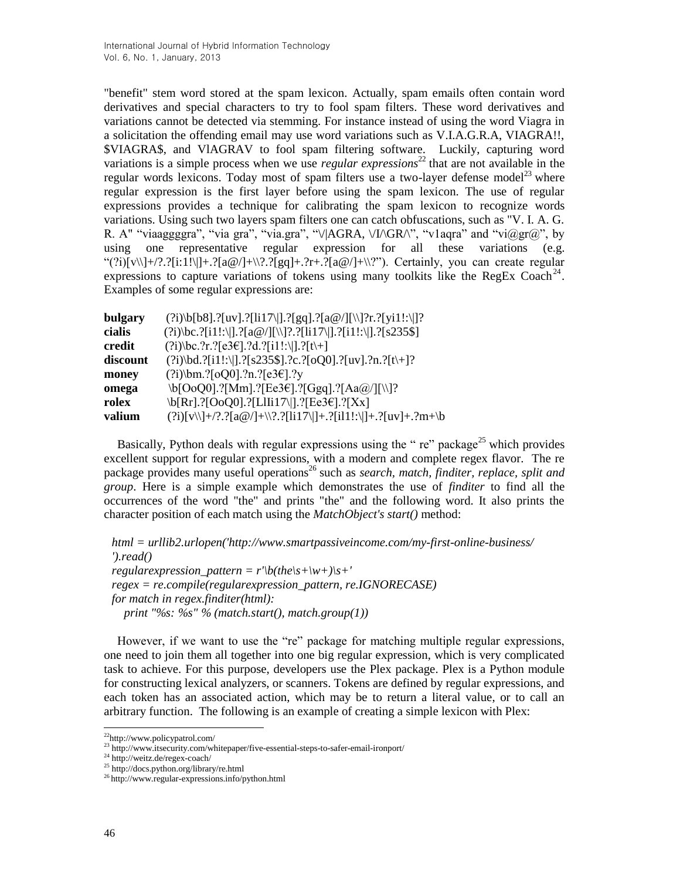"benefit" stem word stored at the spam lexicon. Actually, spam emails often contain word derivatives and special characters to try to fool spam filters. These word derivatives and variations cannot be detected via stemming. For instance instead of using the word Viagra in a solicitation the offending email may use word variations such as V.I.A.G.R.A, VIAGRA!!, $VIAGRA$, and VlAGRAV to fool spam filtering software. Luckily, capturing word variations is a simple process when we use *regular expressions*[22] that are not available in the regular words lexicons. Today most of spam filters use a two-layer defense model[23] where regular expression is the first layer before using the spam lexicon. The use of regular expressions provides a technique for calibrating the spam lexicon to recognize words variations. Using such two layers spam filters one can catch obfuscations, such as "V. I. A. G. R. A" "viaaggggra", "via gra", "via.gra", "\/|AGRA, \/I/\GR/\", "v1aqra" and "vi@gr@", by using one representative regular expression for all these variations (e.g. "(?i)[v\\]+/?.?[i:1!\|]+.?[a@/]+\\?.?[gq]+.?r+.?[a@/]+\\?"). Certainly, you can create regular expressions to capture variations of tokens using many toolkits like the RegEx Coach[24]. Examples of some regular expressions are:

| | |
|---|---|
| **bulgary** | (?i)\b[b8].?[uv].?[li17\|].?[gq].?[a@/][\\]?r.?[yi1!:\|]? |
| **cialis** | (?i)\bc.?[i1!:\|].?[a@/][\\]?.?[li17\|].?[i1!:\|].?[s235$] |
| **credit** | (?i)\bc.?r.?[e3€].?d.?[i1!:\|].?[t\+] |
| **discount** | (?i)\bd.?[i1!:\|].?[s235$].?c.?[oQ0].?[uv].?n.?[t\+]? |
| **money** | (?i)\bm.?[oQ0].?n.?[e3€].?y |
| **omega** | \b[OoQ0].?[Mm].?[Ee3€].?[Ggq].?[Aa@/][\\]? |
| **rolex** | \b[Rr].?[OoQ0].?[LlIi17\|].?[Ee3€].?[Xx] |
| **valium** | (?i)[v\\]+/?.?[a@/]+\\?.?[li17\|]+.?[il1!:\|]+.?[uv]+.?m+\b |

Basically, Python deals with regular expressions using the " re" package[25] which provides excellent support for regular expressions, with a modern and complete regex flavor. The re package provides many useful operations[26] such as *search, match, finditer, replace, split and group*. Here is a simple example which demonstrates the use of *finditer* to find all the occurrences of the word "the" and prints "the" and the following word. It also prints the character position of each match using the *MatchObject's start()* method:

```
html = urllib2.urlopen('http://www.smartpassiveincome.com/my-first-online-business/
').read()
regularexpression_pattern = r'\b(the\s+\w+)\s+'
regex = re.compile(regularexpression_pattern, re.IGNORECASE)
for match in regex.finditer(html):
    print "%s: %s" % (match.start(), match.group(1))
```

However, if we want to use the "re" package for matching multiple regular expressions, one need to join them all together into one big regular expression, which is very complicated task to achieve. For this purpose, developers use the Plex package. Plex is a Python module for constructing lexical analyzers, or scanners. Tokens are defined by regular expressions, and each token has an associated action, which may be to return a literal value, or to call an arbitrary function. The following is an example of creating a simple lexicon with Plex:

---

[22] http://www.policypatrol.com/
[23] http://www.itsecurity.com/whitepaper/five-essential-steps-to-safer-email-ironport/
[24] http://weitz.de/regex-coach/
[25] http://docs.python.org/library/re.html
[26] http://www.regular-expressions.info/python.html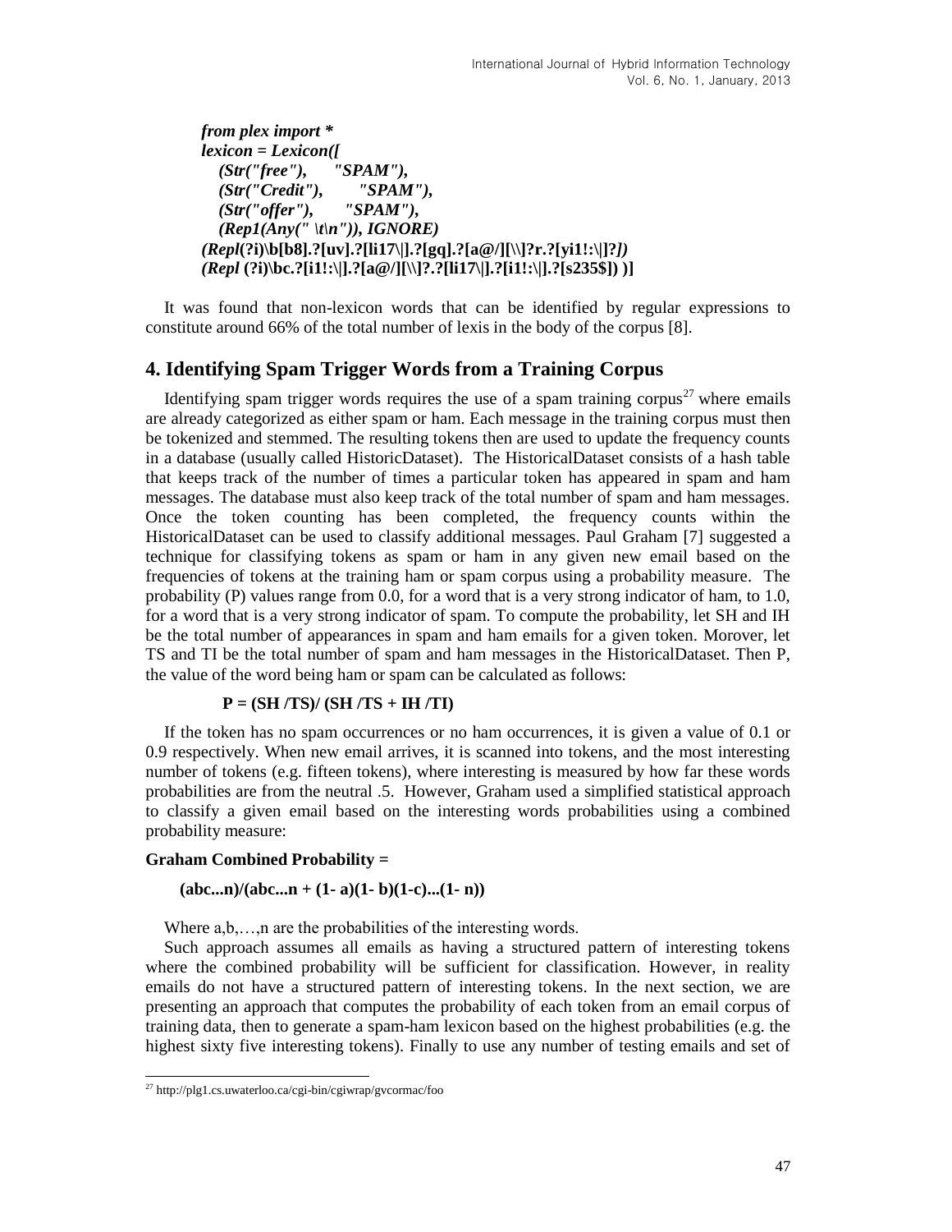```
from plex import *
lexicon = Lexicon([
   (Str("free"),      "SPAM"),
   (Str("Credit"),       "SPAM"),
   (Str("offer"),       "SPAM"),
   (Rep1(Any(" \t\n")), IGNORE)
(Repl(?i)\b[b8].?[uv].?[li17\|].?[gq].?[a@/][\\]?r.?[yi1!:\|]?l)
(Repl (?i)\bc.?[i1!:\|].?[a@/][\\]?.?[li17\|].?[i1!:\|].?[s235$]) )]
```

It was found that non-lexicon words that can be identified by regular expressions to constitute around 66% of the total number of lexis in the body of the corpus [8].

## 4. Identifying Spam Trigger Words from a Training Corpus

Identifying spam trigger words requires the use of a spam training corpus[27] where emails are already categorized as either spam or ham. Each message in the training corpus must then be tokenized and stemmed. The resulting tokens then are used to update the frequency counts in a database (usually called HistoricDataset). The HistoricalDataset consists of a hash table that keeps track of the number of times a particular token has appeared in spam and ham messages. The database must also keep track of the total number of spam and ham messages. Once the token counting has been completed, the frequency counts within the HistoricalDataset can be used to classify additional messages. Paul Graham [7] suggested a technique for classifying tokens as spam or ham in any given new email based on the frequencies of tokens at the training ham or spam corpus using a probability measure. The probability (P) values range from 0.0, for a word that is a very strong indicator of ham, to 1.0, for a word that is a very strong indicator of spam. To compute the probability, let SH and IH be the total number of appearances in spam and ham emails for a given token. Morover, let TS and TI be the total number of spam and ham messages in the HistoricalDataset. Then P, the value of the word being ham or spam can be calculated as follows:

$$P = (SH / TS) / (SH / TS + IH / TI)$$

If the token has no spam occurrences or no ham occurrences, it is given a value of 0.1 or 0.9 respectively. When new email arrives, it is scanned into tokens, and the most interesting number of tokens (e.g. fifteen tokens), where interesting is measured by how far these words probabilities are from the neutral .5. However, Graham used a simplified statistical approach to classify a given email based on the interesting words probabilities using a combined probability measure:

**Graham Combined Probability =**

$$(abc...n)/(abc...n + (1-a)(1-b)(1-c)...(1-n))$$

Where a,b,…,n are the probabilities of the interesting words.

Such approach assumes all emails as having a structured pattern of interesting tokens where the combined probability will be sufficient for classification. However, in reality emails do not have a structured pattern of interesting tokens. In the next section, we are presenting an approach that computes the probability of each token from an email corpus of training data, then to generate a spam-ham lexicon based on the highest probabilities (e.g. the highest sixty five interesting tokens). Finally to use any number of testing emails and set of

[27] http://plg1.cs.uwaterloo.ca/cgi-bin/cgiwrap/gvcormac/foo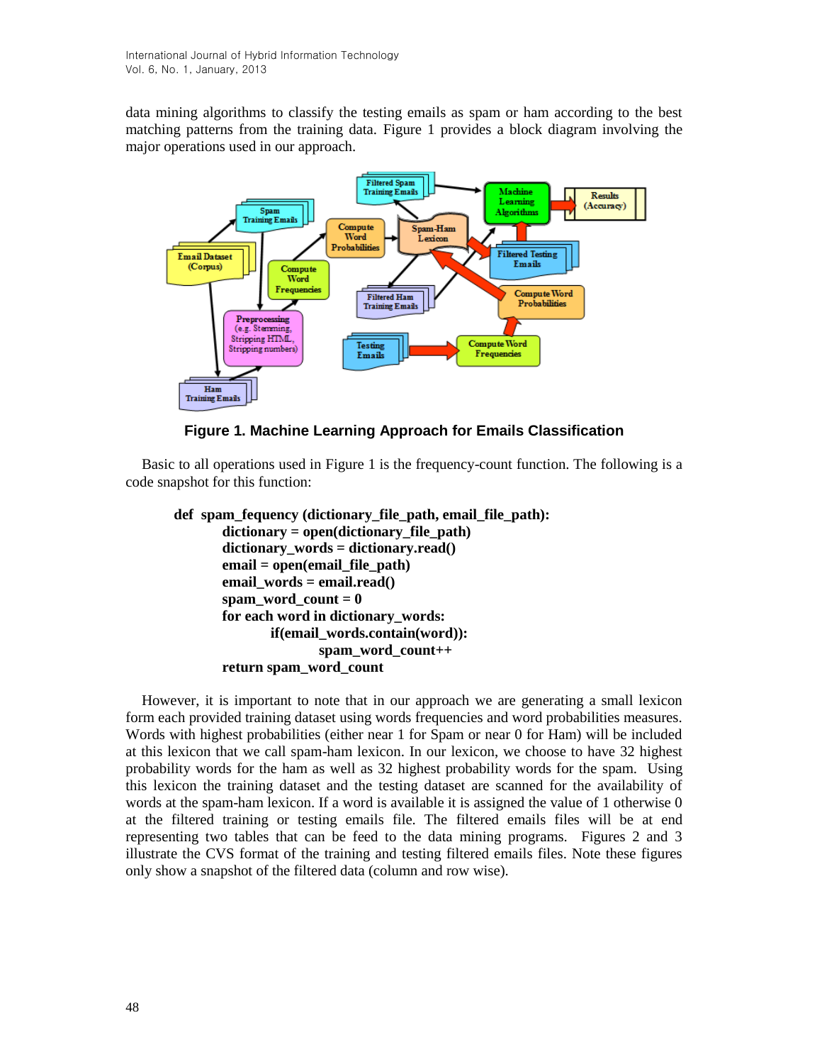data mining algorithms to classify the testing emails as spam or ham according to the best matching patterns from the training data. Figure 1 provides a block diagram involving the major operations used in our approach.

**Figure 1. Machine Learning Approach for Emails Classification**

Basic to all operations used in Figure 1 is the frequency-count function. The following is a code snapshot for this function:

```
def spam_fequency (dictionary_file_path, email_file_path):
        dictionary = open(dictionary_file_path)
        dictionary_words = dictionary.read()
        email = open(email_file_path)
        email_words = email.read()
        spam_word_count = 0
        for each word in dictionary_words:
                if(email_words.contain(word)):
                        spam_word_count++
        return spam_word_count
```

However, it is important to note that in our approach we are generating a small lexicon form each provided training dataset using words frequencies and word probabilities measures. Words with highest probabilities (either near 1 for Spam or near 0 for Ham) will be included at this lexicon that we call spam-ham lexicon. In our lexicon, we choose to have 32 highest probability words for the ham as well as 32 highest probability words for the spam. Using this lexicon the training dataset and the testing dataset are scanned for the availability of words at the spam-ham lexicon. If a word is available it is assigned the value of 1 otherwise 0 at the filtered training or testing emails file. The filtered emails files will be at end representing two tables that can be feed to the data mining programs. Figures 2 and 3 illustrate the CVS format of the training and testing filtered emails files. Note these figures only show a snapshot of the filtered data (column and row wise).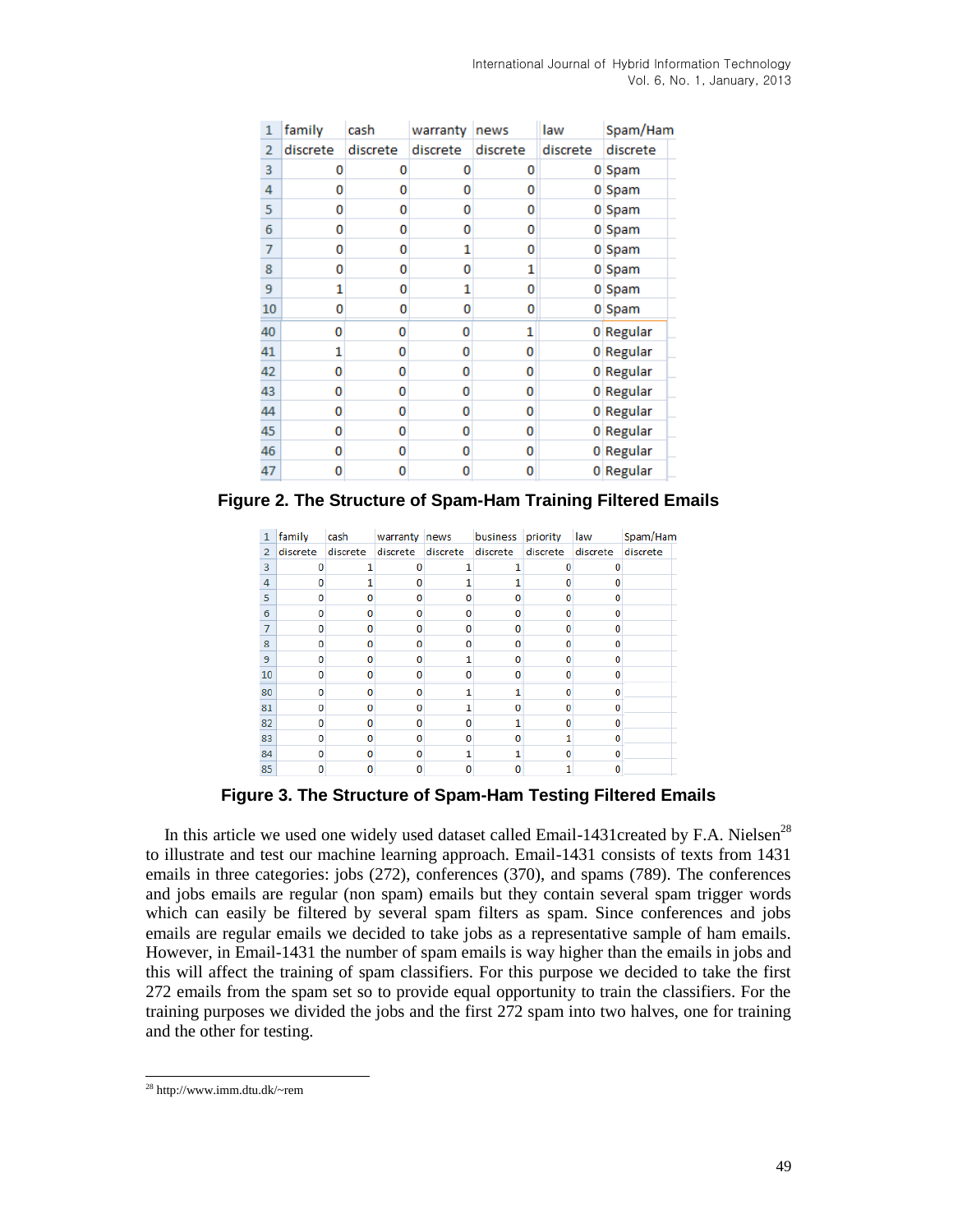| 1 | family | cash | warranty | news | law | Spam/Ham |
|---|---|---|---|---|---|---|
| 2 | discrete | discrete | discrete | discrete | discrete | discrete |
| 3 | 0 | 0 | 0 | 0 | 0 | Spam |
| 4 | 0 | 0 | 0 | 0 | 0 | Spam |
| 5 | 0 | 0 | 0 | 0 | 0 | Spam |
| 6 | 0 | 0 | 0 | 0 | 0 | Spam |
| 7 | 0 | 0 | 1 | 0 | 0 | Spam |
| 8 | 0 | 0 | 0 | 1 | 0 | Spam |
| 9 | 1 | 0 | 1 | 0 | 0 | Spam |
| 10 | 0 | 0 | 0 | 0 | 0 | Spam |
| 40 | 0 | 0 | 0 | 1 | 0 | Regular |
| 41 | 1 | 0 | 0 | 0 | 0 | Regular |
| 42 | 0 | 0 | 0 | 0 | 0 | Regular |
| 43 | 0 | 0 | 0 | 0 | 0 | Regular |
| 44 | 0 | 0 | 0 | 0 | 0 | Regular |
| 45 | 0 | 0 | 0 | 0 | 0 | Regular |
| 46 | 0 | 0 | 0 | 0 | 0 | Regular |
| 47 | 0 | 0 | 0 | 0 | 0 | Regular |

**Figure 2. The Structure of Spam-Ham Training Filtered Emails**

| 1 | family | cash | warranty | news | business | priority | law | Spam/Ham |
|---|---|---|---|---|---|---|---|---|
| 2 | discrete | discrete | discrete | discrete | discrete | discrete | discrete | discrete |
| 3 | 0 | 1 | 0 | 1 | 1 | 0 | 0 | |
| 4 | 0 | 1 | 0 | 1 | 1 | 0 | 0 | |
| 5 | 0 | 0 | 0 | 0 | 0 | 0 | 0 | |
| 6 | 0 | 0 | 0 | 0 | 0 | 0 | 0 | |
| 7 | 0 | 0 | 0 | 0 | 0 | 0 | 0 | |
| 8 | 0 | 0 | 0 | 0 | 0 | 0 | 0 | |
| 9 | 0 | 0 | 0 | 1 | 0 | 0 | 0 | |
| 10 | 0 | 0 | 0 | 0 | 0 | 0 | 0 | |
| 80 | 0 | 0 | 0 | 1 | 1 | 0 | 0 | |
| 81 | 0 | 0 | 0 | 1 | 0 | 0 | 0 | |
| 82 | 0 | 0 | 0 | 0 | 1 | 0 | 0 | |
| 83 | 0 | 0 | 0 | 0 | 0 | 1 | 0 | |
| 84 | 0 | 0 | 0 | 1 | 1 | 0 | 0 | |
| 85 | 0 | 0 | 0 | 0 | 0 | 1 | 0 | |

**Figure 3. The Structure of Spam-Ham Testing Filtered Emails**

In this article we used one widely used dataset called Email-1431created by F.A. Nielsen[28] to illustrate and test our machine learning approach. Email-1431 consists of texts from 1431 emails in three categories: jobs (272), conferences (370), and spams (789). The conferences and jobs emails are regular (non spam) emails but they contain several spam trigger words which can easily be filtered by several spam filters as spam. Since conferences and jobs emails are regular emails we decided to take jobs as a representative sample of ham emails. However, in Email-1431 the number of spam emails is way higher than the emails in jobs and this will affect the training of spam classifiers. For this purpose we decided to take the first 272 emails from the spam set so to provide equal opportunity to train the classifiers. For the training purposes we divided the jobs and the first 272 spam into two halves, one for training and the other for testing.

[28] http://www.imm.dtu.dk/~rem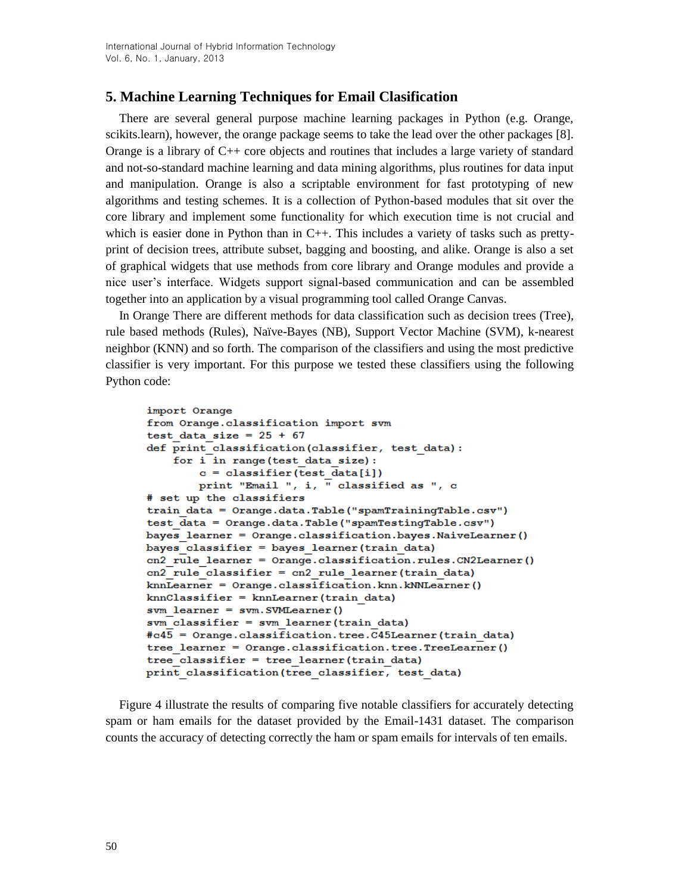## 5. Machine Learning Techniques for Email Clasification

There are several general purpose machine learning packages in Python (e.g. Orange, scikits.learn), however, the orange package seems to take the lead over the other packages [8]. Orange is a library of C++ core objects and routines that includes a large variety of standard and not-so-standard machine learning and data mining algorithms, plus routines for data input and manipulation. Orange is also a scriptable environment for fast prototyping of new algorithms and testing schemes. It is a collection of Python-based modules that sit over the core library and implement some functionality for which execution time is not crucial and which is easier done in Python than in C++. This includes a variety of tasks such as pretty-print of decision trees, attribute subset, bagging and boosting, and alike. Orange is also a set of graphical widgets that use methods from core library and Orange modules and provide a nice user's interface. Widgets support signal-based communication and can be assembled together into an application by a visual programming tool called Orange Canvas.

In Orange There are different methods for data classification such as decision trees (Tree), rule based methods (Rules), Naïve-Bayes (NB), Support Vector Machine (SVM), k-nearest neighbor (KNN) and so forth. The comparison of the classifiers and using the most predictive classifier is very important. For this purpose we tested these classifiers using the following Python code:

```
import Orange
from Orange.classification import svm
test_data_size = 25 + 67
def print_classification(classifier, test_data):
    for i in range(test_data_size):
        c = classifier(test_data[i])
        print "Email ", i, " classified as ", c
# set up the classifiers
train_data = Orange.data.Table("spamTrainingTable.csv")
test_data = Orange.data.Table("spamTestingTable.csv")
bayes_learner = Orange.classification.bayes.NaiveLearner()
bayes_classifier = bayes_learner(train_data)
cn2_rule_learner = Orange.classification.rules.CN2Learner()
cn2_rule_classifier = cn2_rule_learner(train_data)
knnLearner = Orange.classification.knn.kNNLearner()
knnClassifier = knnLearner(train_data)
svm_learner = svm.SVMLearner()
svm_classifier = svm_learner(train_data)
#c45 = Orange.classification.tree.C45Learner(train_data)
tree_learner = Orange.classification.tree.TreeLearner()
tree_classifier = tree_learner(train_data)
print_classification(tree_classifier, test_data)
```

Figure 4 illustrate the results of comparing five notable classifiers for accurately detecting spam or ham emails for the dataset provided by the Email-1431 dataset. The comparison counts the accuracy of detecting correctly the ham or spam emails for intervals of ten emails.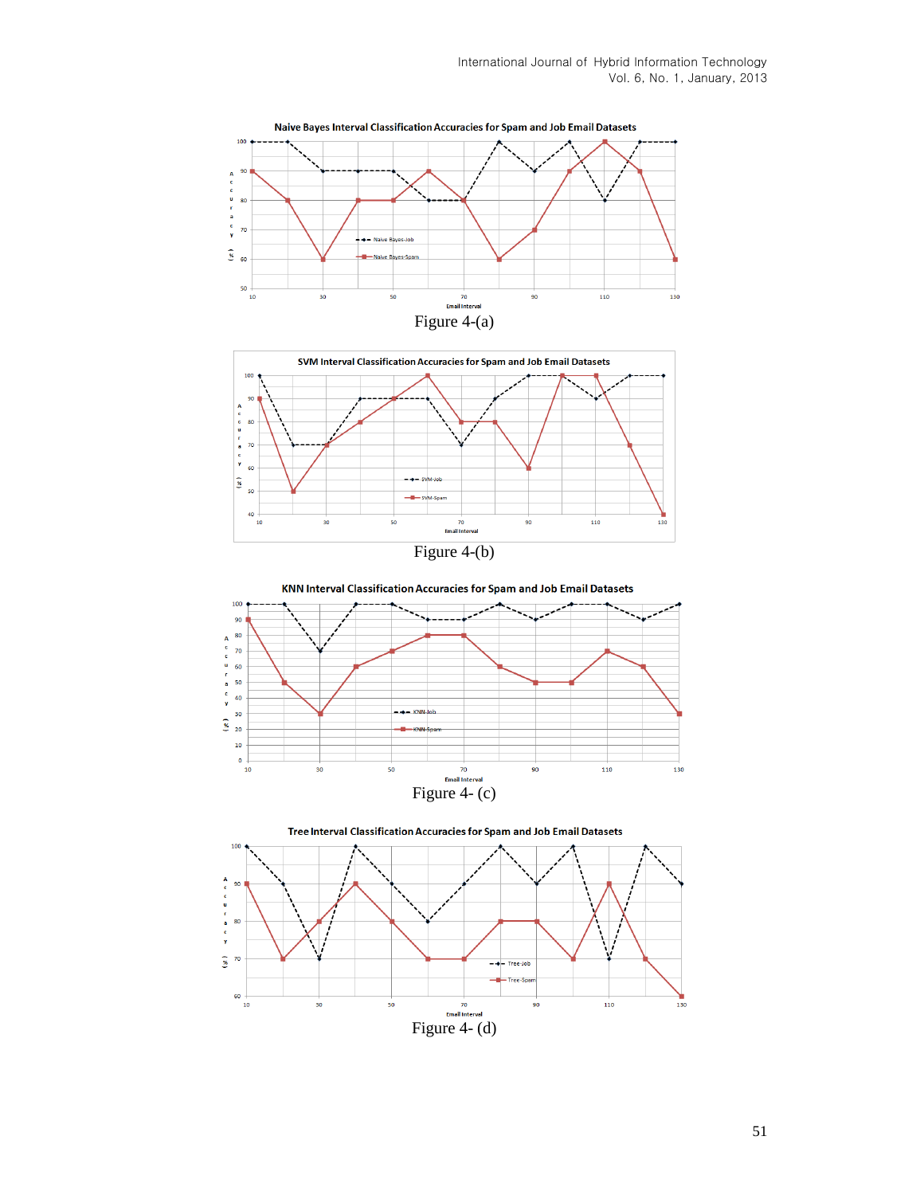Figure 4-(a)

Figure 4-(b)

Figure 4- (c)

Figure 4- (d)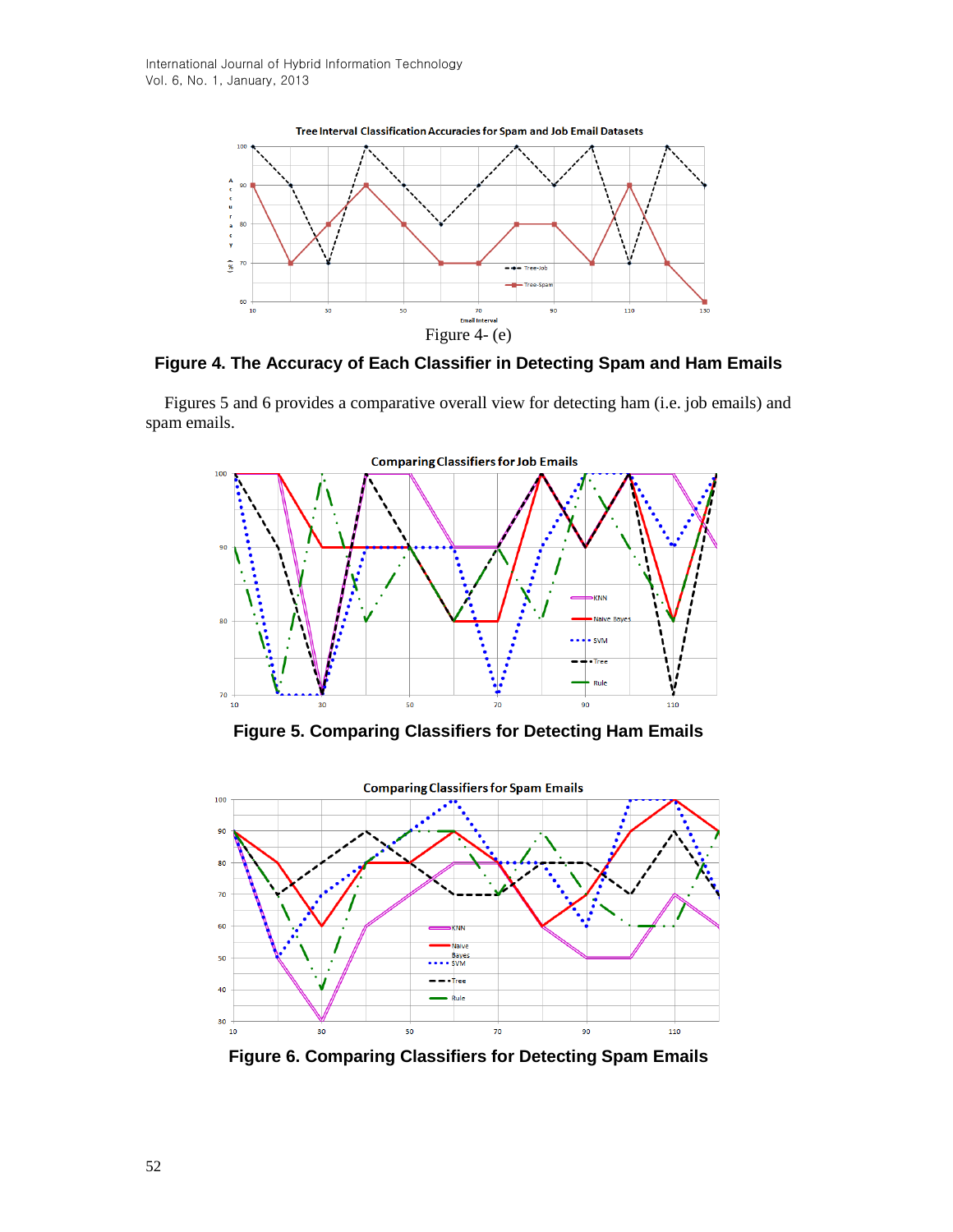Figure 4- (e)

**Figure 4. The Accuracy of Each Classifier in Detecting Spam and Ham Emails**

Figures 5 and 6 provides a comparative overall view for detecting ham (i.e. job emails) and spam emails.

**Figure 5. Comparing Classifiers for Detecting Ham Emails**

**Figure 6. Comparing Classifiers for Detecting Spam Emails**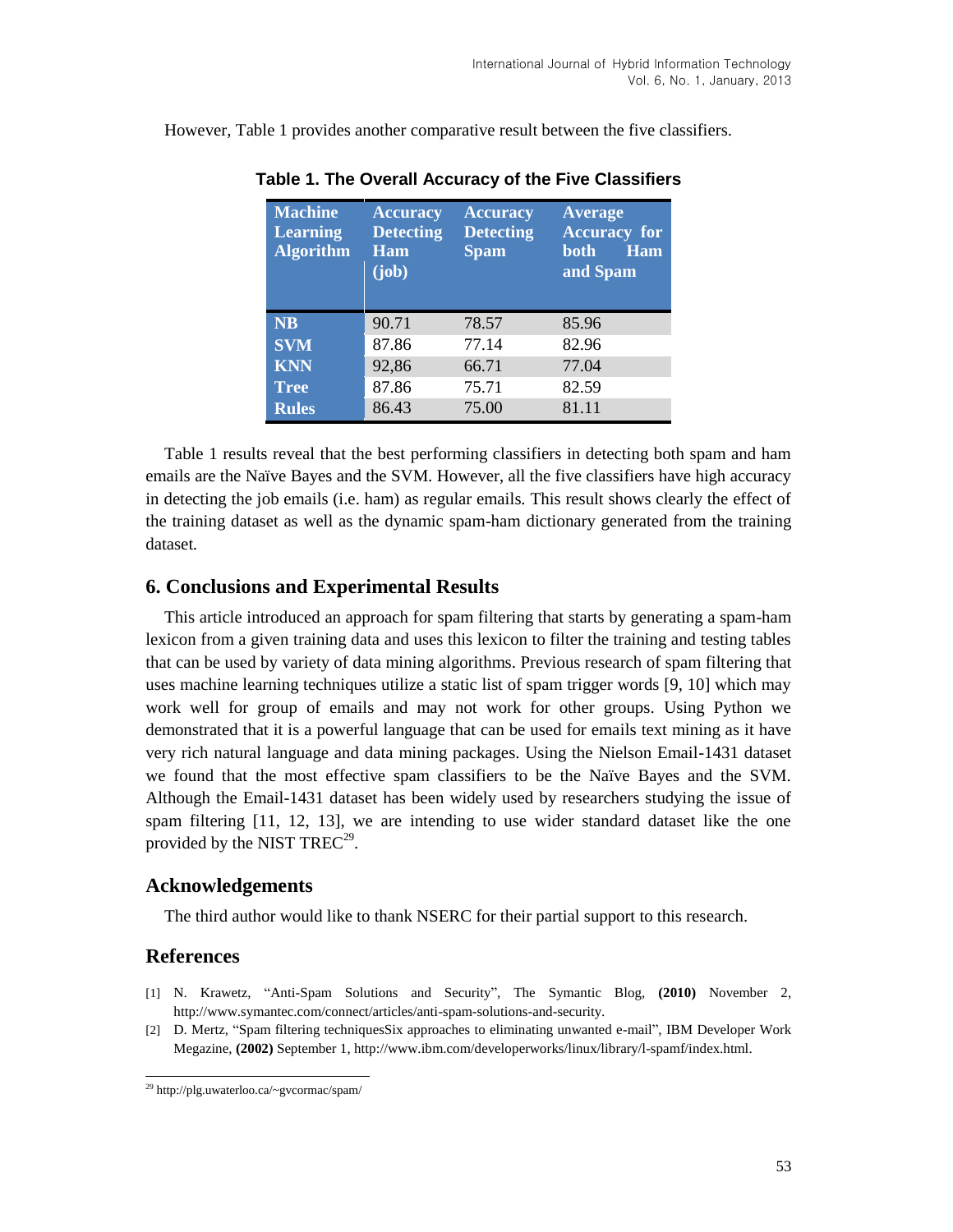However, Table 1 provides another comparative result between the five classifiers.

**Table 1. The Overall Accuracy of the Five Classifiers**

| Machine Learning Algorithm | Accuracy Detecting Ham (job) | Accuracy Detecting Spam | Average Accuracy for both Ham and Spam |
|---|---|---|---|
| **NB** | 90.71 | 78.57 | 85.96 |
| **SVM** | 87.86 | 77.14 | 82.96 |
| **KNN** | 92,86 | 66.71 | 77.04 |
| **Tree** | 87.86 | 75.71 | 82.59 |
| **Rules** | 86.43 | 75.00 | 81.11 |

Table 1 results reveal that the best performing classifiers in detecting both spam and ham emails are the Naïve Bayes and the SVM. However, all the five classifiers have high accuracy in detecting the job emails (i.e. ham) as regular emails. This result shows clearly the effect of the training dataset as well as the dynamic spam-ham dictionary generated from the training dataset.

## 6. Conclusions and Experimental Results

This article introduced an approach for spam filtering that starts by generating a spam-ham lexicon from a given training data and uses this lexicon to filter the training and testing tables that can be used by variety of data mining algorithms. Previous research of spam filtering that uses machine learning techniques utilize a static list of spam trigger words [9, 10] which may work well for group of emails and may not work for other groups. Using Python we demonstrated that it is a powerful language that can be used for emails text mining as it have very rich natural language and data mining packages. Using the Nielson Email-1431 dataset we found that the most effective spam classifiers to be the Naïve Bayes and the SVM. Although the Email-1431 dataset has been widely used by researchers studying the issue of spam filtering [11, 12, 13], we are intending to use wider standard dataset like the one provided by the NIST TREC[29].

## Acknowledgements

The third author would like to thank NSERC for their partial support to this research.

## References

[1] N. Krawetz, "Anti-Spam Solutions and Security", The Symantic Blog, **(2010)** November 2, http://www.symantec.com/connect/articles/anti-spam-solutions-and-security.

[2] D. Mertz, "Spam filtering techniquesSix approaches to eliminating unwanted e-mail", IBM Developer Work Megazine, **(2002)** September 1, http://www.ibm.com/developerworks/linux/library/l-spamf/index.html.

[29] http://plg.uwaterloo.ca/~gvcormac/spam/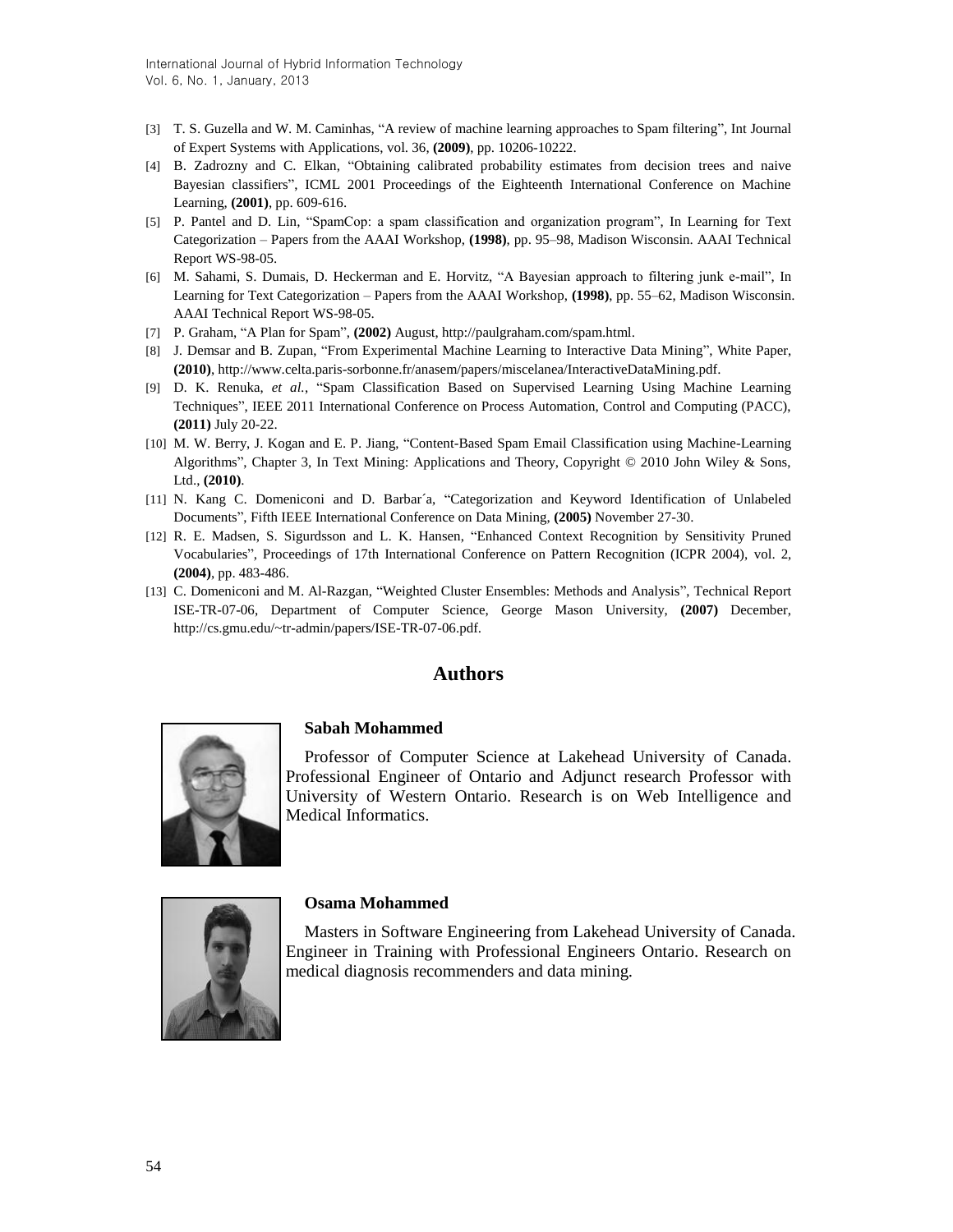[3] T. S. Guzella and W. M. Caminhas, "A review of machine learning approaches to Spam filtering", Int Journal of Expert Systems with Applications, vol. 36, **(2009)**, pp. 10206-10222.

[4] B. Zadrozny and C. Elkan, "Obtaining calibrated probability estimates from decision trees and naive Bayesian classifiers", ICML 2001 Proceedings of the Eighteenth International Conference on Machine Learning, **(2001)**, pp. 609-616.

[5] P. Pantel and D. Lin, "SpamCop: a spam classification and organization program", In Learning for Text Categorization – Papers from the AAAI Workshop, **(1998)**, pp. 95–98, Madison Wisconsin. AAAI Technical Report WS-98-05.

[6] M. Sahami, S. Dumais, D. Heckerman and E. Horvitz, "A Bayesian approach to filtering junk e-mail", In Learning for Text Categorization – Papers from the AAAI Workshop, **(1998)**, pp. 55–62, Madison Wisconsin. AAAI Technical Report WS-98-05.

[7] P. Graham, "A Plan for Spam", **(2002)** August, http://paulgraham.com/spam.html.

[8] J. Demsar and B. Zupan, "From Experimental Machine Learning to Interactive Data Mining", White Paper, **(2010)**, http://www.celta.paris-sorbonne.fr/anasem/papers/miscelanea/InteractiveDataMining.pdf.

[9] D. K. Renuka, *et al.*, "Spam Classification Based on Supervised Learning Using Machine Learning Techniques", IEEE 2011 International Conference on Process Automation, Control and Computing (PACC), **(2011)** July 20-22.

[10] M. W. Berry, J. Kogan and E. P. Jiang, "Content-Based Spam Email Classification using Machine-Learning Algorithms", Chapter 3, In Text Mining: Applications and Theory, Copyright © 2010 John Wiley & Sons, Ltd., **(2010)**.

[11] N. Kang C. Domeniconi and D. Barbar´a, "Categorization and Keyword Identification of Unlabeled Documents", Fifth IEEE International Conference on Data Mining, **(2005)** November 27-30.

[12] R. E. Madsen, S. Sigurdsson and L. K. Hansen, "Enhanced Context Recognition by Sensitivity Pruned Vocabularies", Proceedings of 17th International Conference on Pattern Recognition (ICPR 2004), vol. 2, **(2004)**, pp. 483-486.

[13] C. Domeniconi and M. Al-Razgan, "Weighted Cluster Ensembles: Methods and Analysis", Technical Report ISE-TR-07-06, Department of Computer Science, George Mason University, **(2007)** December, http://cs.gmu.edu/~tr-admin/papers/ISE-TR-07-06.pdf.

## Authors

**Sabah Mohammed**

Professor of Computer Science at Lakehead University of Canada. Professional Engineer of Ontario and Adjunct research Professor with University of Western Ontario. Research is on Web Intelligence and Medical Informatics.

**Osama Mohammed**

Masters in Software Engineering from Lakehead University of Canada. Engineer in Training with Professional Engineers Ontario. Research on medical diagnosis recommenders and data mining.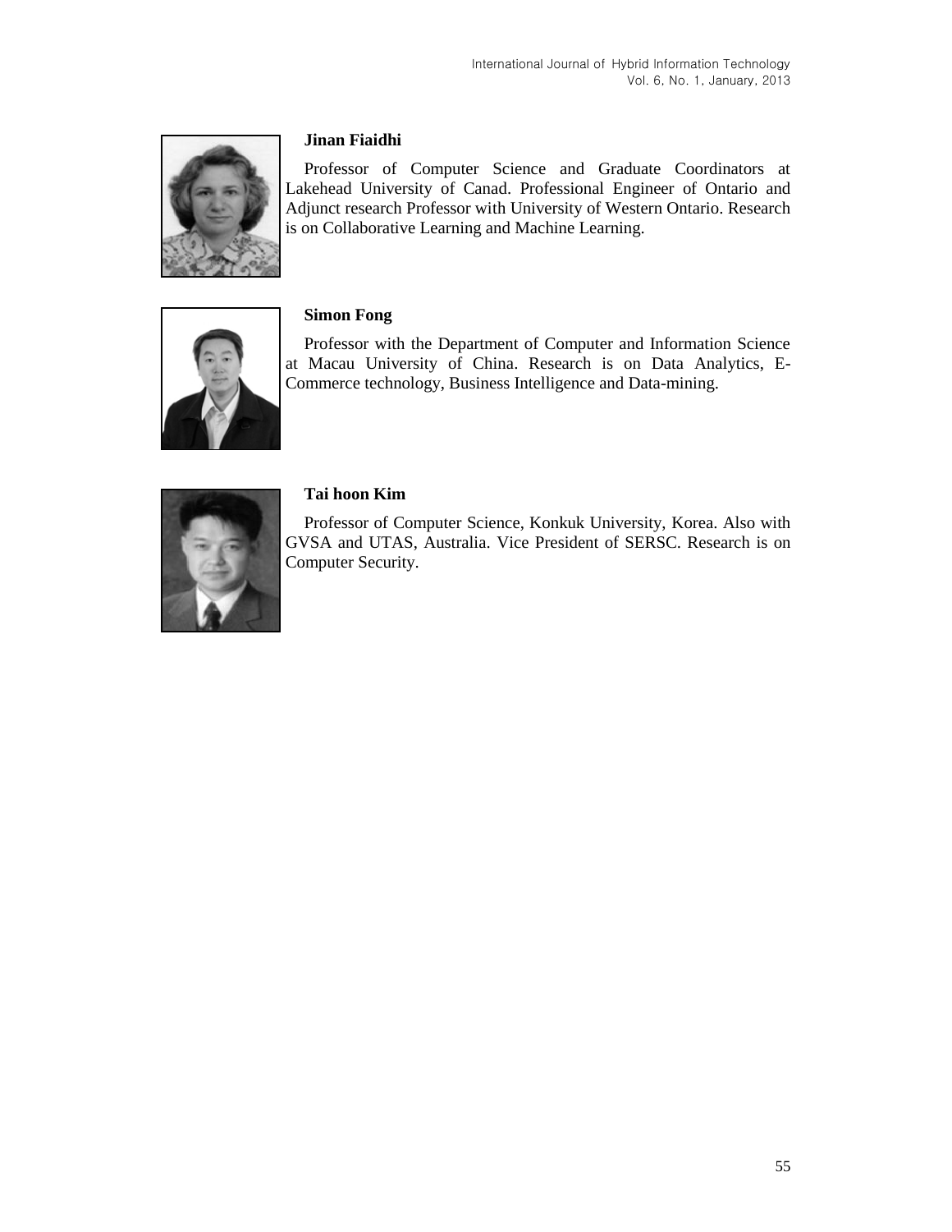**Jinan Fiaidhi**

Professor of Computer Science and Graduate Coordinators at Lakehead University of Canad. Professional Engineer of Ontario and Adjunct research Professor with University of Western Ontario. Research is on Collaborative Learning and Machine Learning.

**Simon Fong**

Professor with the Department of Computer and Information Science at Macau University of China. Research is on Data Analytics, E-Commerce technology, Business Intelligence and Data-mining.

**Tai hoon Kim**

Professor of Computer Science, Konkuk University, Korea. Also with GVSA and UTAS, Australia. Vice President of SERSC. Research is on Computer Security.